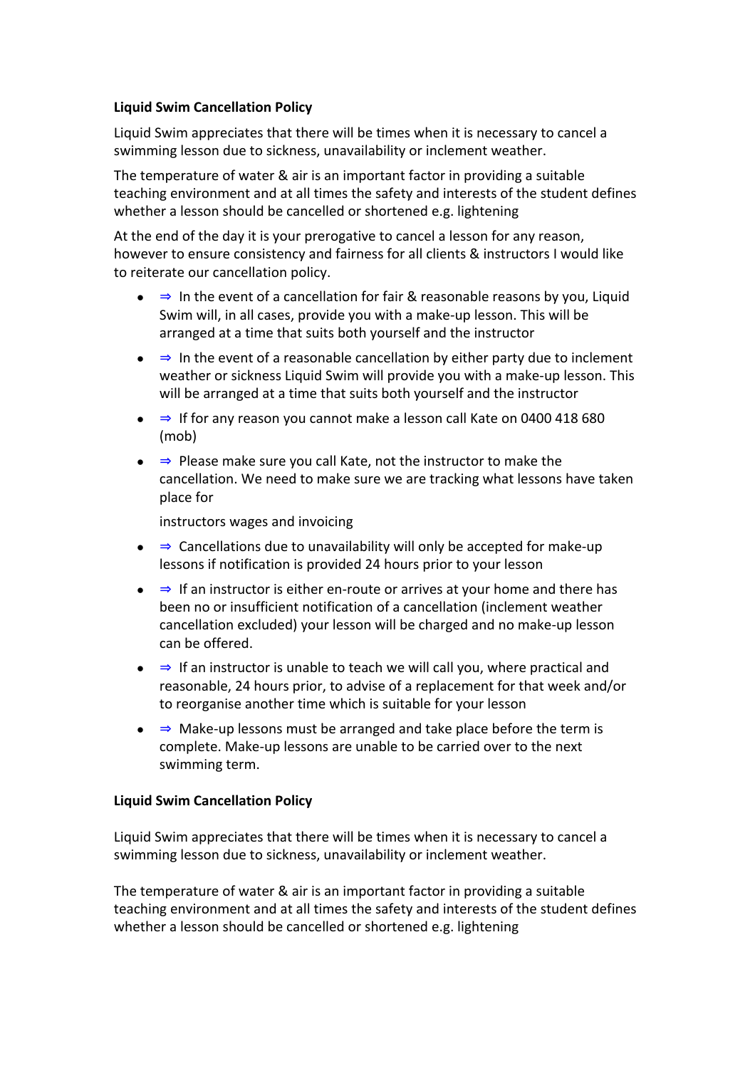**Liquid Swim Cancellation Policy**

Liquid Swim appreciates that there will be times when it is necessary to cancel a swimming lesson due to sickness, unavailability or inclement weather.

The temperature of water & air is an important factor in providing a suitable teaching environment and at all times the safety and interests of the student defines whether a lesson should be cancelled or shortened e.g. lightening

At the end of the day it is your prerogative to cancel a lesson for any reason, however to ensure consistency and fairness for all clients & instructors I would like to reiterate our cancellation policy.

- ⇒ In the event of a cancellation for fair & reasonable reasons by you, Liquid Swim will, in all cases, provide you with a make-up lesson. This will be arranged at a time that suits both yourself and the instructor
- ⇒ In the event of a reasonable cancellation by either party due to inclement weather or sickness Liquid Swim will provide you with a make-up lesson. This will be arranged at a time that suits both yourself and the instructor
- ⇒ If for any reason you cannot make a lesson call Kate on 0400 418 680 (mob)
- ⇒ Please make sure you call Kate, not the instructor to make the cancellation. We need to make sure we are tracking what lessons have taken place for

  instructors wages and invoicing
- ⇒ Cancellations due to unavailability will only be accepted for make-up lessons if notification is provided 24 hours prior to your lesson
- ⇒ If an instructor is either en-route or arrives at your home and there has been no or insufficient notification of a cancellation (inclement weather cancellation excluded) your lesson will be charged and no make-up lesson can be offered.
- ⇒ If an instructor is unable to teach we will call you, where practical and reasonable, 24 hours prior, to advise of a replacement for that week and/or to reorganise another time which is suitable for your lesson
- ⇒ Make-up lessons must be arranged and take place before the term is complete. Make-up lessons are unable to be carried over to the next swimming term.

**Liquid Swim Cancellation Policy**

Liquid Swim appreciates that there will be times when it is necessary to cancel a swimming lesson due to sickness, unavailability or inclement weather.

The temperature of water & air is an important factor in providing a suitable teaching environment and at all times the safety and interests of the student defines whether a lesson should be cancelled or shortened e.g. lightening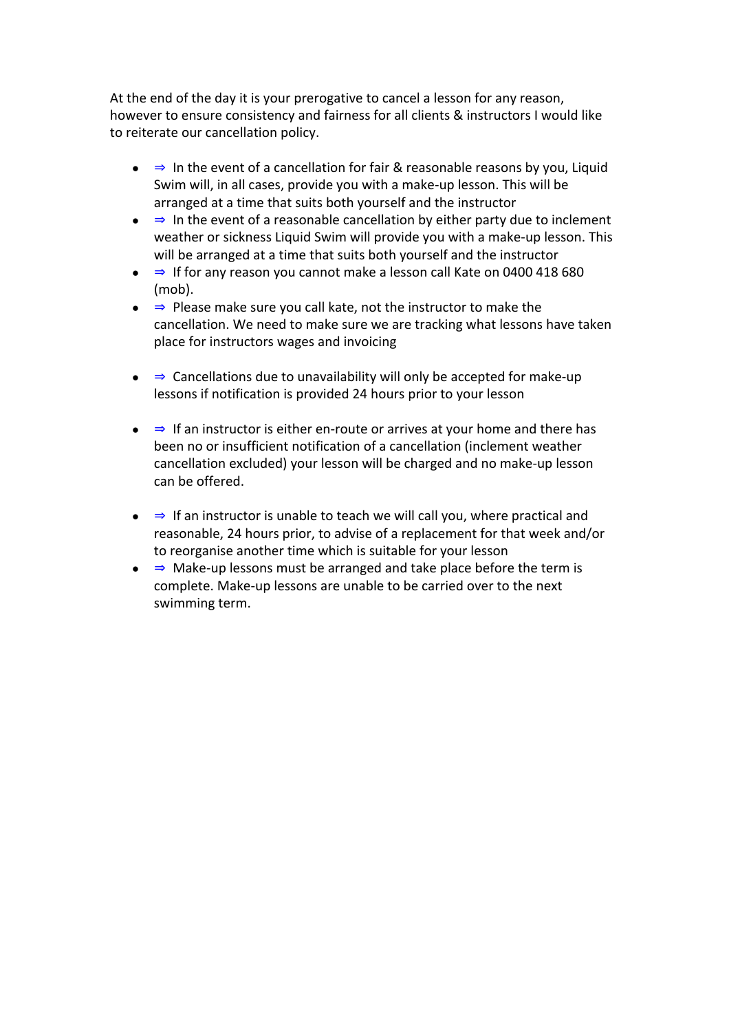At the end of the day it is your prerogative to cancel a lesson for any reason, however to ensure consistency and fairness for all clients & instructors I would like to reiterate our cancellation policy.

- ⇒ In the event of a cancellation for fair & reasonable reasons by you, Liquid Swim will, in all cases, provide you with a make-up lesson. This will be arranged at a time that suits both yourself and the instructor
- ⇒ In the event of a reasonable cancellation by either party due to inclement weather or sickness Liquid Swim will provide you with a make-up lesson. This will be arranged at a time that suits both yourself and the instructor
- ⇒ If for any reason you cannot make a lesson call Kate on 0400 418 680 (mob).
- ⇒ Please make sure you call kate, not the instructor to make the cancellation. We need to make sure we are tracking what lessons have taken place for instructors wages and invoicing
- ⇒ Cancellations due to unavailability will only be accepted for make-up lessons if notification is provided 24 hours prior to your lesson
- ⇒ If an instructor is either en-route or arrives at your home and there has been no or insufficient notification of a cancellation (inclement weather cancellation excluded) your lesson will be charged and no make-up lesson can be offered.
- ⇒ If an instructor is unable to teach we will call you, where practical and reasonable, 24 hours prior, to advise of a replacement for that week and/or to reorganise another time which is suitable for your lesson
- ⇒ Make-up lessons must be arranged and take place before the term is complete. Make-up lessons are unable to be carried over to the next swimming term.